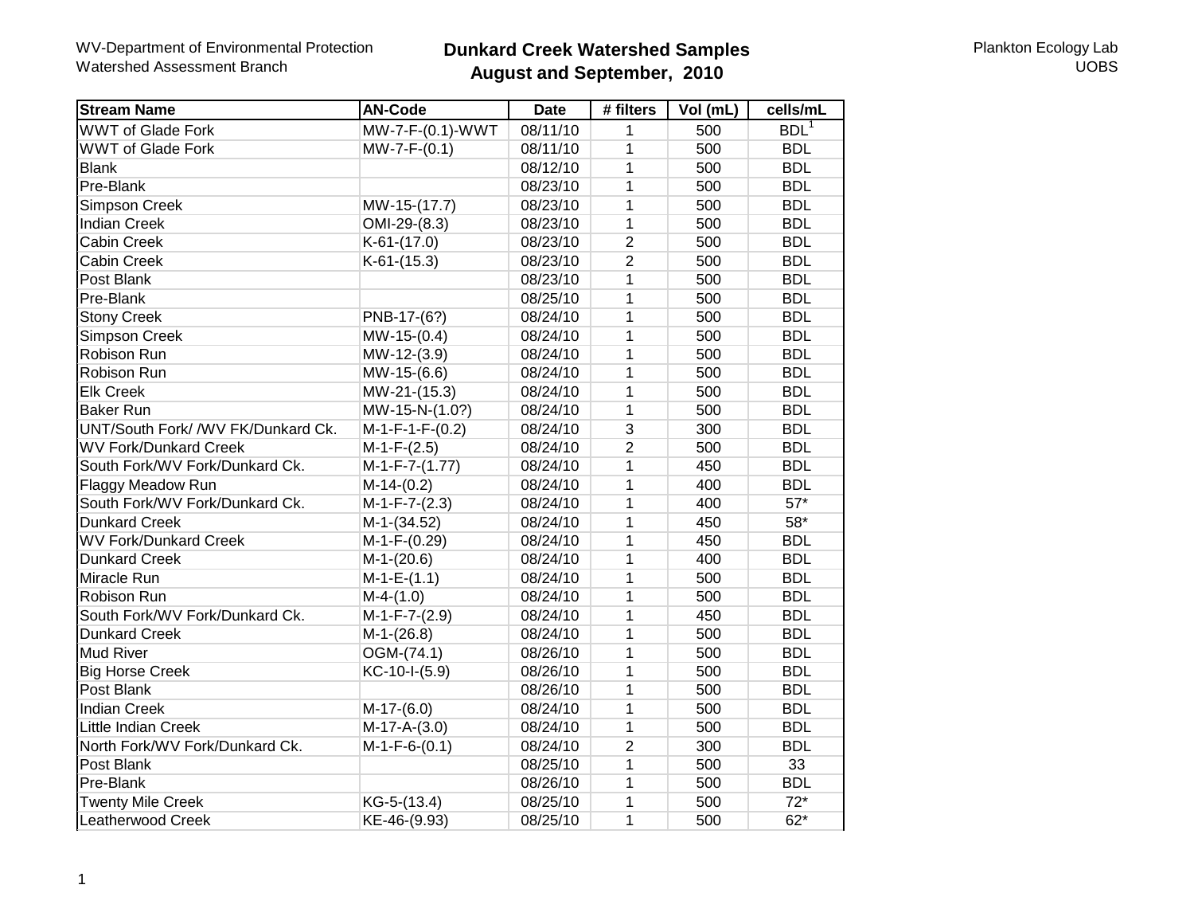WV-Department of Environmental Protection
Watershed Assessment Branch

# Dunkard Creek Watershed Samples
## August and September, 2010

Plankton Ecology Lab
UOBS

| Stream Name | AN-Code | Date | # filters | Vol (mL) | cells/mL |
|---|---|---|---|---|---|
| WWT of Glade Fork | MW-7-F-(0.1)-WWT | 08/11/10 | 1 | 500 | BDL[1] |
| WWT of Glade Fork | MW-7-F-(0.1) | 08/11/10 | 1 | 500 | BDL |
| Blank | | 08/12/10 | 1 | 500 | BDL |
| Pre-Blank | | 08/23/10 | 1 | 500 | BDL |
| Simpson Creek | MW-15-(17.7) | 08/23/10 | 1 | 500 | BDL |
| Indian Creek | OMI-29-(8.3) | 08/23/10 | 1 | 500 | BDL |
| Cabin Creek | K-61-(17.0) | 08/23/10 | 2 | 500 | BDL |
| Cabin Creek | K-61-(15.3) | 08/23/10 | 2 | 500 | BDL |
| Post Blank | | 08/23/10 | 1 | 500 | BDL |
| Pre-Blank | | 08/25/10 | 1 | 500 | BDL |
| Stony Creek | PNB-17-(6?) | 08/24/10 | 1 | 500 | BDL |
| Simpson Creek | MW-15-(0.4) | 08/24/10 | 1 | 500 | BDL |
| Robison Run | MW-12-(3.9) | 08/24/10 | 1 | 500 | BDL |
| Robison Run | MW-15-(6.6) | 08/24/10 | 1 | 500 | BDL |
| Elk Creek | MW-21-(15.3) | 08/24/10 | 1 | 500 | BDL |
| Baker Run | MW-15-N-(1.0?) | 08/24/10 | 1 | 500 | BDL |
| UNT/South Fork/ /WV FK/Dunkard Ck. | M-1-F-1-F-(0.2) | 08/24/10 | 3 | 300 | BDL |
| WV Fork/Dunkard Creek | M-1-F-(2.5) | 08/24/10 | 2 | 500 | BDL |
| South Fork/WV Fork/Dunkard Ck. | M-1-F-7-(1.77) | 08/24/10 | 1 | 450 | BDL |
| Flaggy Meadow Run | M-14-(0.2) | 08/24/10 | 1 | 400 | BDL |
| South Fork/WV Fork/Dunkard Ck. | M-1-F-7-(2.3) | 08/24/10 | 1 | 400 | 57* |
| Dunkard Creek | M-1-(34.52) | 08/24/10 | 1 | 450 | 58* |
| WV Fork/Dunkard Creek | M-1-F-(0.29) | 08/24/10 | 1 | 450 | BDL |
| Dunkard Creek | M-1-(20.6) | 08/24/10 | 1 | 400 | BDL |
| Miracle Run | M-1-E-(1.1) | 08/24/10 | 1 | 500 | BDL |
| Robison Run | M-4-(1.0) | 08/24/10 | 1 | 500 | BDL |
| South Fork/WV Fork/Dunkard Ck. | M-1-F-7-(2.9) | 08/24/10 | 1 | 450 | BDL |
| Dunkard Creek | M-1-(26.8) | 08/24/10 | 1 | 500 | BDL |
| Mud River | OGM-(74.1) | 08/26/10 | 1 | 500 | BDL |
| Big Horse Creek | KC-10-I-(5.9) | 08/26/10 | 1 | 500 | BDL |
| Post Blank | | 08/26/10 | 1 | 500 | BDL |
| Indian Creek | M-17-(6.0) | 08/24/10 | 1 | 500 | BDL |
| Little Indian Creek | M-17-A-(3.0) | 08/24/10 | 1 | 500 | BDL |
| North Fork/WV Fork/Dunkard Ck. | M-1-F-6-(0.1) | 08/24/10 | 2 | 300 | BDL |
| Post Blank | | 08/25/10 | 1 | 500 | 33 |
| Pre-Blank | | 08/26/10 | 1 | 500 | BDL |
| Twenty Mile Creek | KG-5-(13.4) | 08/25/10 | 1 | 500 | 72* |
| Leatherwood Creek | KE-46-(9.93) | 08/25/10 | 1 | 500 | 62* |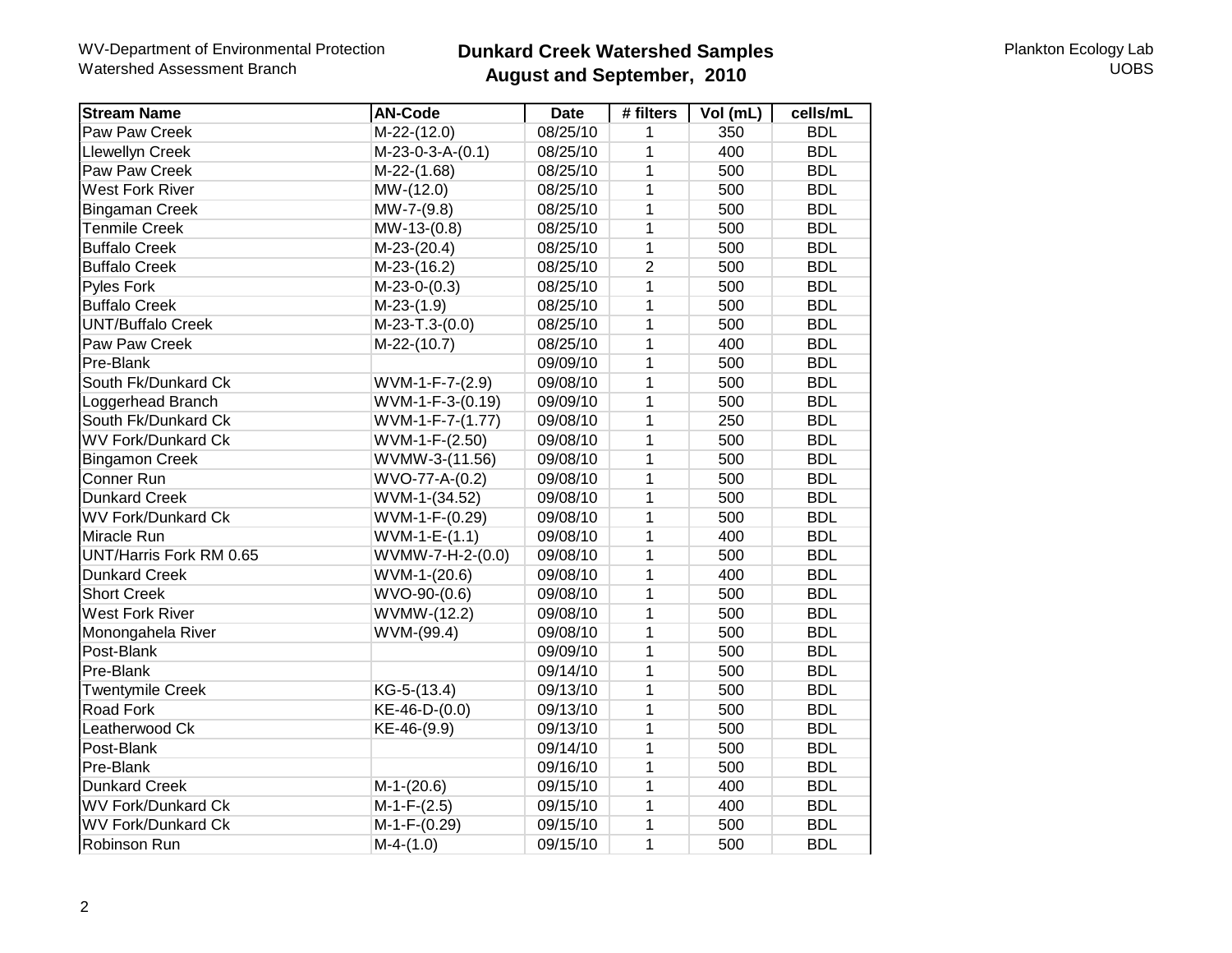WV-Department of Environmental Protection
Watershed Assessment Branch

# Dunkard Creek Watershed Samples
## August and September, 2010

Plankton Ecology Lab
UOBS

| Stream Name | AN-Code | Date | # filters | Vol (mL) | cells/mL |
|---|---|---|---|---|---|
| Paw Paw Creek | M-22-(12.0) | 08/25/10 | 1 | 350 | BDL |
| Llewellyn Creek | M-23-0-3-A-(0.1) | 08/25/10 | 1 | 400 | BDL |
| Paw Paw Creek | M-22-(1.68) | 08/25/10 | 1 | 500 | BDL |
| West Fork River | MW-(12.0) | 08/25/10 | 1 | 500 | BDL |
| Bingaman Creek | MW-7-(9.8) | 08/25/10 | 1 | 500 | BDL |
| Tenmile Creek | MW-13-(0.8) | 08/25/10 | 1 | 500 | BDL |
| Buffalo Creek | M-23-(20.4) | 08/25/10 | 1 | 500 | BDL |
| Buffalo Creek | M-23-(16.2) | 08/25/10 | 2 | 500 | BDL |
| Pyles Fork | M-23-0-(0.3) | 08/25/10 | 1 | 500 | BDL |
| Buffalo Creek | M-23-(1.9) | 08/25/10 | 1 | 500 | BDL |
| UNT/Buffalo Creek | M-23-T.3-(0.0) | 08/25/10 | 1 | 500 | BDL |
| Paw Paw Creek | M-22-(10.7) | 08/25/10 | 1 | 400 | BDL |
| Pre-Blank | | 09/09/10 | 1 | 500 | BDL |
| South Fk/Dunkard Ck | WVM-1-F-7-(2.9) | 09/08/10 | 1 | 500 | BDL |
| Loggerhead Branch | WVM-1-F-3-(0.19) | 09/09/10 | 1 | 500 | BDL |
| South Fk/Dunkard Ck | WVM-1-F-7-(1.77) | 09/08/10 | 1 | 250 | BDL |
| WV Fork/Dunkard Ck | WVM-1-F-(2.50) | 09/08/10 | 1 | 500 | BDL |
| Bingamon Creek | WVMW-3-(11.56) | 09/08/10 | 1 | 500 | BDL |
| Conner Run | WVO-77-A-(0.2) | 09/08/10 | 1 | 500 | BDL |
| Dunkard Creek | WVM-1-(34.52) | 09/08/10 | 1 | 500 | BDL |
| WV Fork/Dunkard Ck | WVM-1-F-(0.29) | 09/08/10 | 1 | 500 | BDL |
| Miracle Run | WVM-1-E-(1.1) | 09/08/10 | 1 | 400 | BDL |
| UNT/Harris Fork RM 0.65 | WVMW-7-H-2-(0.0) | 09/08/10 | 1 | 500 | BDL |
| Dunkard Creek | WVM-1-(20.6) | 09/08/10 | 1 | 400 | BDL |
| Short Creek | WVO-90-(0.6) | 09/08/10 | 1 | 500 | BDL |
| West Fork River | WVMW-(12.2) | 09/08/10 | 1 | 500 | BDL |
| Monongahela River | WVM-(99.4) | 09/08/10 | 1 | 500 | BDL |
| Post-Blank | | 09/09/10 | 1 | 500 | BDL |
| Pre-Blank | | 09/14/10 | 1 | 500 | BDL |
| Twentymile Creek | KG-5-(13.4) | 09/13/10 | 1 | 500 | BDL |
| Road Fork | KE-46-D-(0.0) | 09/13/10 | 1 | 500 | BDL |
| Leatherwood Ck | KE-46-(9.9) | 09/13/10 | 1 | 500 | BDL |
| Post-Blank | | 09/14/10 | 1 | 500 | BDL |
| Pre-Blank | | 09/16/10 | 1 | 500 | BDL |
| Dunkard Creek | M-1-(20.6) | 09/15/10 | 1 | 400 | BDL |
| WV Fork/Dunkard Ck | M-1-F-(2.5) | 09/15/10 | 1 | 400 | BDL |
| WV Fork/Dunkard Ck | M-1-F-(0.29) | 09/15/10 | 1 | 500 | BDL |
| Robinson Run | M-4-(1.0) | 09/15/10 | 1 | 500 | BDL |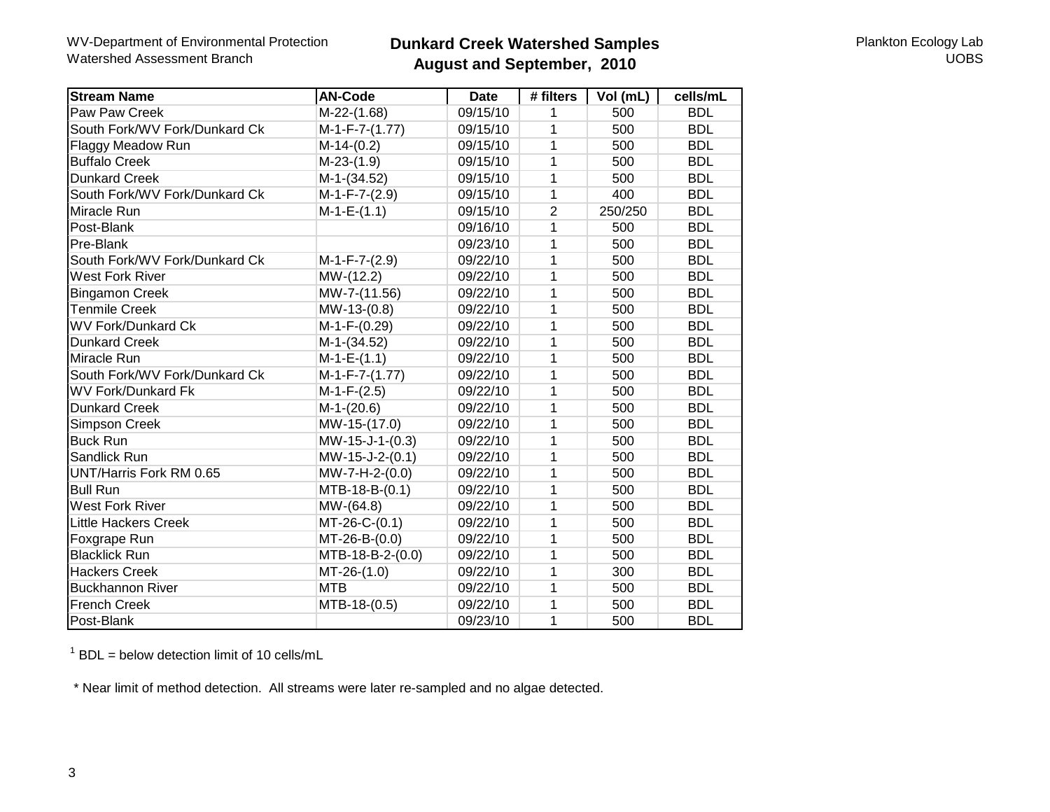WV-Department of Environmental Protection
Watershed Assessment Branch

## Dunkard Creek Watershed Samples
## August and September, 2010

Plankton Ecology Lab
UOBS

| Stream Name | AN-Code | Date | # filters | Vol (mL) | cells/mL |
|---|---|---|---|---|---|
| Paw Paw Creek | M-22-(1.68) | 09/15/10 | 1 | 500 | BDL |
| South Fork/WV Fork/Dunkard Ck | M-1-F-7-(1.77) | 09/15/10 | 1 | 500 | BDL |
| Flaggy Meadow Run | M-14-(0.2) | 09/15/10 | 1 | 500 | BDL |
| Buffalo Creek | M-23-(1.9) | 09/15/10 | 1 | 500 | BDL |
| Dunkard Creek | M-1-(34.52) | 09/15/10 | 1 | 500 | BDL |
| South Fork/WV Fork/Dunkard Ck | M-1-F-7-(2.9) | 09/15/10 | 1 | 400 | BDL |
| Miracle Run | M-1-E-(1.1) | 09/15/10 | 2 | 250/250 | BDL |
| Post-Blank | | 09/16/10 | 1 | 500 | BDL |
| Pre-Blank | | 09/23/10 | 1 | 500 | BDL |
| South Fork/WV Fork/Dunkard Ck | M-1-F-7-(2.9) | 09/22/10 | 1 | 500 | BDL |
| West Fork River | MW-(12.2) | 09/22/10 | 1 | 500 | BDL |
| Bingamon Creek | MW-7-(11.56) | 09/22/10 | 1 | 500 | BDL |
| Tenmile Creek | MW-13-(0.8) | 09/22/10 | 1 | 500 | BDL |
| WV Fork/Dunkard Ck | M-1-F-(0.29) | 09/22/10 | 1 | 500 | BDL |
| Dunkard Creek | M-1-(34.52) | 09/22/10 | 1 | 500 | BDL |
| Miracle Run | M-1-E-(1.1) | 09/22/10 | 1 | 500 | BDL |
| South Fork/WV Fork/Dunkard Ck | M-1-F-7-(1.77) | 09/22/10 | 1 | 500 | BDL |
| WV Fork/Dunkard Fk | M-1-F-(2.5) | 09/22/10 | 1 | 500 | BDL |
| Dunkard Creek | M-1-(20.6) | 09/22/10 | 1 | 500 | BDL |
| Simpson Creek | MW-15-(17.0) | 09/22/10 | 1 | 500 | BDL |
| Buck Run | MW-15-J-1-(0.3) | 09/22/10 | 1 | 500 | BDL |
| Sandlick Run | MW-15-J-2-(0.1) | 09/22/10 | 1 | 500 | BDL |
| UNT/Harris Fork RM 0.65 | MW-7-H-2-(0.0) | 09/22/10 | 1 | 500 | BDL |
| Bull Run | MTB-18-B-(0.1) | 09/22/10 | 1 | 500 | BDL |
| West Fork River | MW-(64.8) | 09/22/10 | 1 | 500 | BDL |
| Little Hackers Creek | MT-26-C-(0.1) | 09/22/10 | 1 | 500 | BDL |
| Foxgrape Run | MT-26-B-(0.0) | 09/22/10 | 1 | 500 | BDL |
| Blacklick Run | MTB-18-B-2-(0.0) | 09/22/10 | 1 | 500 | BDL |
| Hackers Creek | MT-26-(1.0) | 09/22/10 | 1 | 300 | BDL |
| Buckhannon River | MTB | 09/22/10 | 1 | 500 | BDL |
| French Creek | MTB-18-(0.5) | 09/22/10 | 1 | 500 | BDL |
| Post-Blank | | 09/23/10 | 1 | 500 | BDL |

[1] BDL = below detection limit of 10 cells/mL

* Near limit of method detection. All streams were later re-sampled and no algae detected.